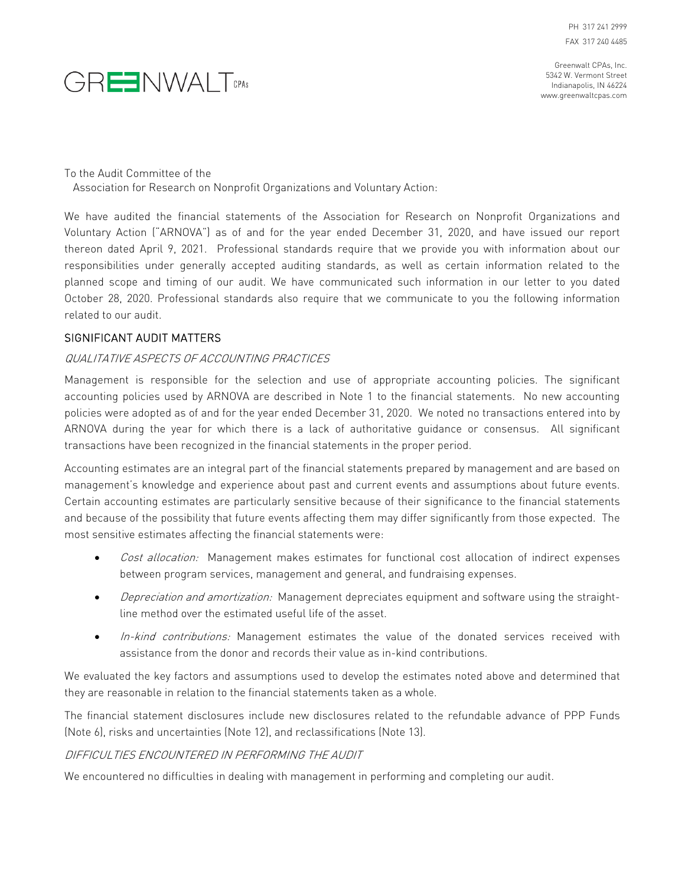PH 317 241 2999
FAX 317 240 4485

GREENWALT CPAs

Greenwalt CPAs, Inc.
5342 W. Vermont Street
Indianapolis, IN 46224
www.greenwaltcpas.com

To the Audit Committee of the
Association for Research on Nonprofit Organizations and Voluntary Action:

We have audited the financial statements of the Association for Research on Nonprofit Organizations and Voluntary Action ("ARNOVA") as of and for the year ended December 31, 2020, and have issued our report thereon dated April 9, 2021. Professional standards require that we provide you with information about our responsibilities under generally accepted auditing standards, as well as certain information related to the planned scope and timing of our audit. We have communicated such information in our letter to you dated October 28, 2020. Professional standards also require that we communicate to you the following information related to our audit.

## SIGNIFICANT AUDIT MATTERS

### *QUALITATIVE ASPECTS OF ACCOUNTING PRACTICES*

Management is responsible for the selection and use of appropriate accounting policies. The significant accounting policies used by ARNOVA are described in Note 1 to the financial statements. No new accounting policies were adopted as of and for the year ended December 31, 2020. We noted no transactions entered into by ARNOVA during the year for which there is a lack of authoritative guidance or consensus. All significant transactions have been recognized in the financial statements in the proper period.

Accounting estimates are an integral part of the financial statements prepared by management and are based on management's knowledge and experience about past and current events and assumptions about future events. Certain accounting estimates are particularly sensitive because of their significance to the financial statements and because of the possibility that future events affecting them may differ significantly from those expected. The most sensitive estimates affecting the financial statements were:

- *Cost allocation:* Management makes estimates for functional cost allocation of indirect expenses between program services, management and general, and fundraising expenses.
- *Depreciation and amortization:* Management depreciates equipment and software using the straight-line method over the estimated useful life of the asset.
- *In-kind contributions:* Management estimates the value of the donated services received with assistance from the donor and records their value as in-kind contributions.

We evaluated the key factors and assumptions used to develop the estimates noted above and determined that they are reasonable in relation to the financial statements taken as a whole.

The financial statement disclosures include new disclosures related to the refundable advance of PPP Funds (Note 6), risks and uncertainties (Note 12), and reclassifications (Note 13).

### *DIFFICULTIES ENCOUNTERED IN PERFORMING THE AUDIT*

We encountered no difficulties in dealing with management in performing and completing our audit.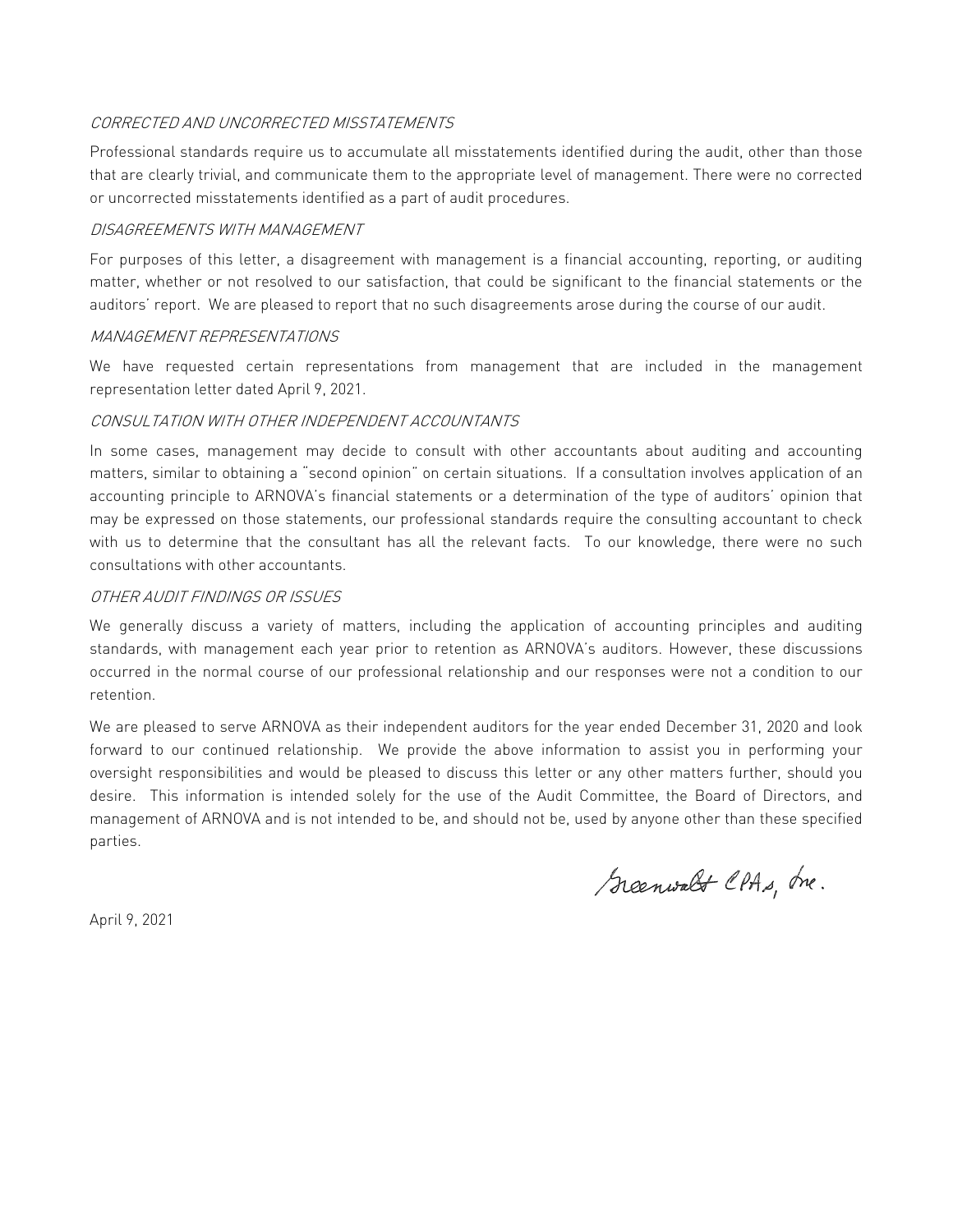### *CORRECTED AND UNCORRECTED MISSTATEMENTS*

Professional standards require us to accumulate all misstatements identified during the audit, other than those that are clearly trivial, and communicate them to the appropriate level of management. There were no corrected or uncorrected misstatements identified as a part of audit procedures.

### *DISAGREEMENTS WITH MANAGEMENT*

For purposes of this letter, a disagreement with management is a financial accounting, reporting, or auditing matter, whether or not resolved to our satisfaction, that could be significant to the financial statements or the auditors' report. We are pleased to report that no such disagreements arose during the course of our audit.

### *MANAGEMENT REPRESENTATIONS*

We have requested certain representations from management that are included in the management representation letter dated April 9, 2021.

### *CONSULTATION WITH OTHER INDEPENDENT ACCOUNTANTS*

In some cases, management may decide to consult with other accountants about auditing and accounting matters, similar to obtaining a "second opinion" on certain situations. If a consultation involves application of an accounting principle to ARNOVA's financial statements or a determination of the type of auditors' opinion that may be expressed on those statements, our professional standards require the consulting accountant to check with us to determine that the consultant has all the relevant facts. To our knowledge, there were no such consultations with other accountants.

### *OTHER AUDIT FINDINGS OR ISSUES*

We generally discuss a variety of matters, including the application of accounting principles and auditing standards, with management each year prior to retention as ARNOVA's auditors. However, these discussions occurred in the normal course of our professional relationship and our responses were not a condition to our retention.

We are pleased to serve ARNOVA as their independent auditors for the year ended December 31, 2020 and look forward to our continued relationship. We provide the above information to assist you in performing your oversight responsibilities and would be pleased to discuss this letter or any other matters further, should you desire. This information is intended solely for the use of the Audit Committee, the Board of Directors, and management of ARNOVA and is not intended to be, and should not be, used by anyone other than these specified parties.

Greenwalt CPAs, Inc.

April 9, 2021